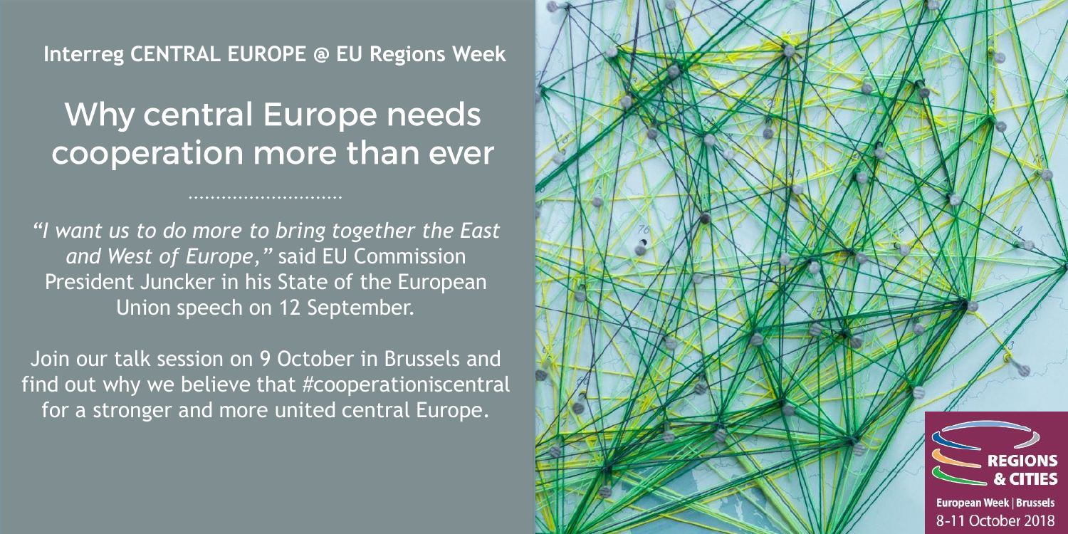Interreg CENTRAL EUROPE @ EU Regions Week

# Why central Europe needs cooperation more than ever

*"I want us to do more to bring together the East and West of Europe,"* said EU Commission President Juncker in his State of the European Union speech on 12 September.

Join our talk session on 9 October in Brussels and find out why we believe that #cooperationiscentral for a stronger and more united central Europe.

REGIONS & CITIES

European Week | Brussels

8-11 October 2018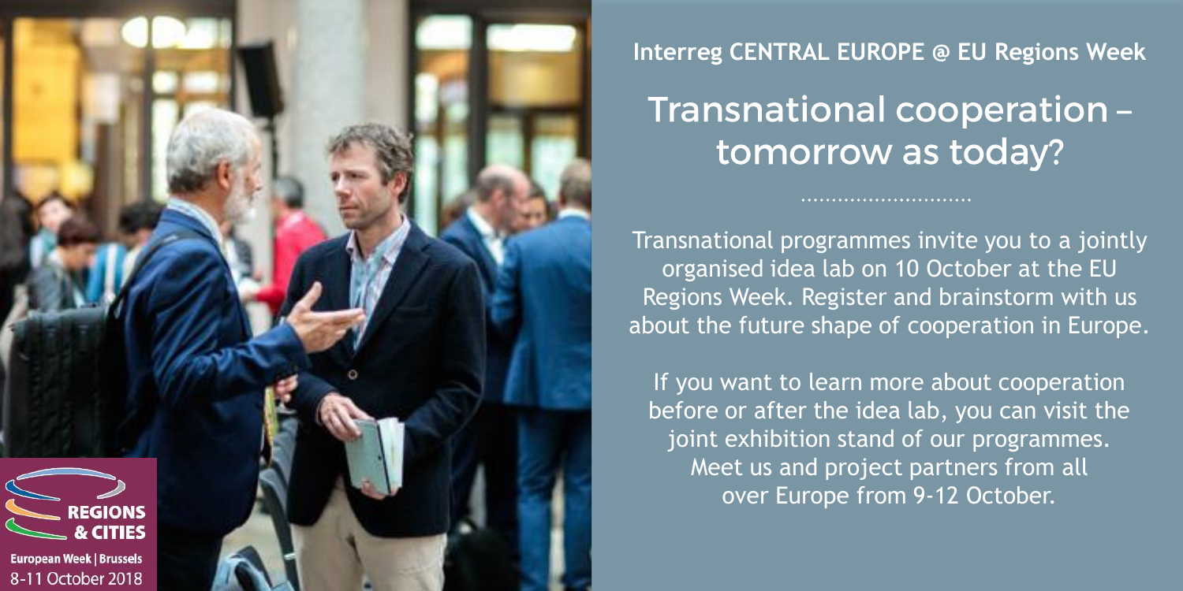**Interreg CENTRAL EUROPE @ EU Regions Week**

# Transnational cooperation – tomorrow as today?

Transnational programmes invite you to a jointly organised idea lab on 10 October at the EU Regions Week. Register and brainstorm with us about the future shape of cooperation in Europe.

If you want to learn more about cooperation before or after the idea lab, you can visit the joint exhibition stand of our programmes. Meet us and project partners from all over Europe from 9-12 October.

REGIONS & CITIES

European Week | Brussels

8-11 October 2018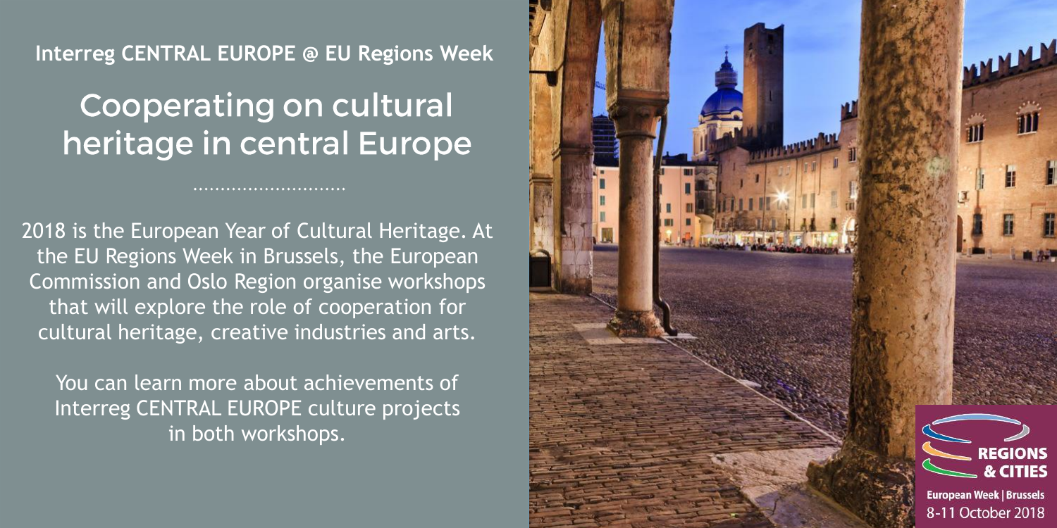Interreg CENTRAL EUROPE @ EU Regions Week

# Cooperating on cultural heritage in central Europe

2018 is the European Year of Cultural Heritage. At the EU Regions Week in Brussels, the European Commission and Oslo Region organise workshops that will explore the role of cooperation for cultural heritage, creative industries and arts.

You can learn more about achievements of Interreg CENTRAL EUROPE culture projects in both workshops.

REGIONS & CITIES

European Week | Brussels

8-11 October 2018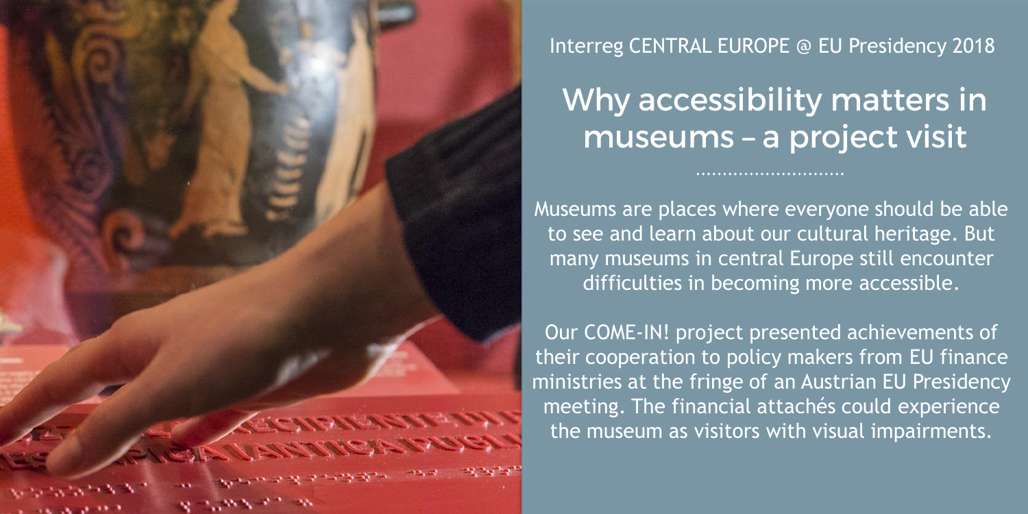Interreg CENTRAL EUROPE @ EU Presidency 2018

# Why accessibility matters in museums – a project visit

Museums are places where everyone should be able to see and learn about our cultural heritage. But many museums in central Europe still encounter difficulties in becoming more accessible.

Our COME-IN! project presented achievements of their cooperation to policy makers from EU finance ministries at the fringe of an Austrian EU Presidency meeting. The financial attachés could experience the museum as visitors with visual impairments.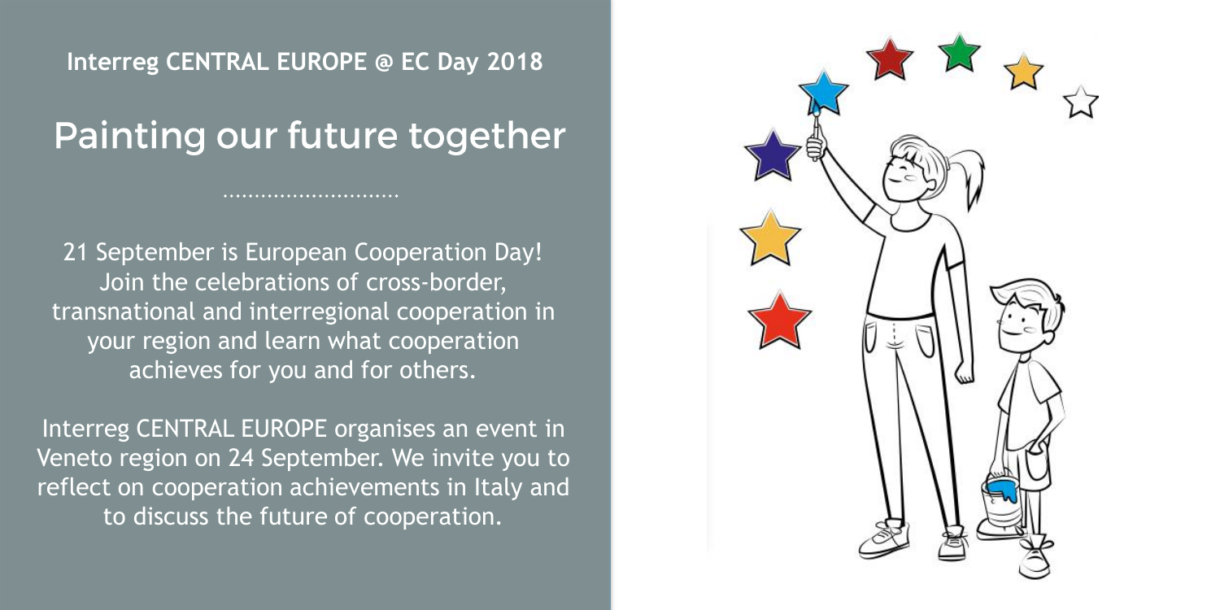**Interreg CENTRAL EUROPE @ EC Day 2018**

# Painting our future together

21 September is European Cooperation Day! Join the celebrations of cross-border, transnational and interregional cooperation in your region and learn what cooperation achieves for you and for others.

Interreg CENTRAL EUROPE organises an event in Veneto region on 24 September. We invite you to reflect on cooperation achievements in Italy and to discuss the future of cooperation.